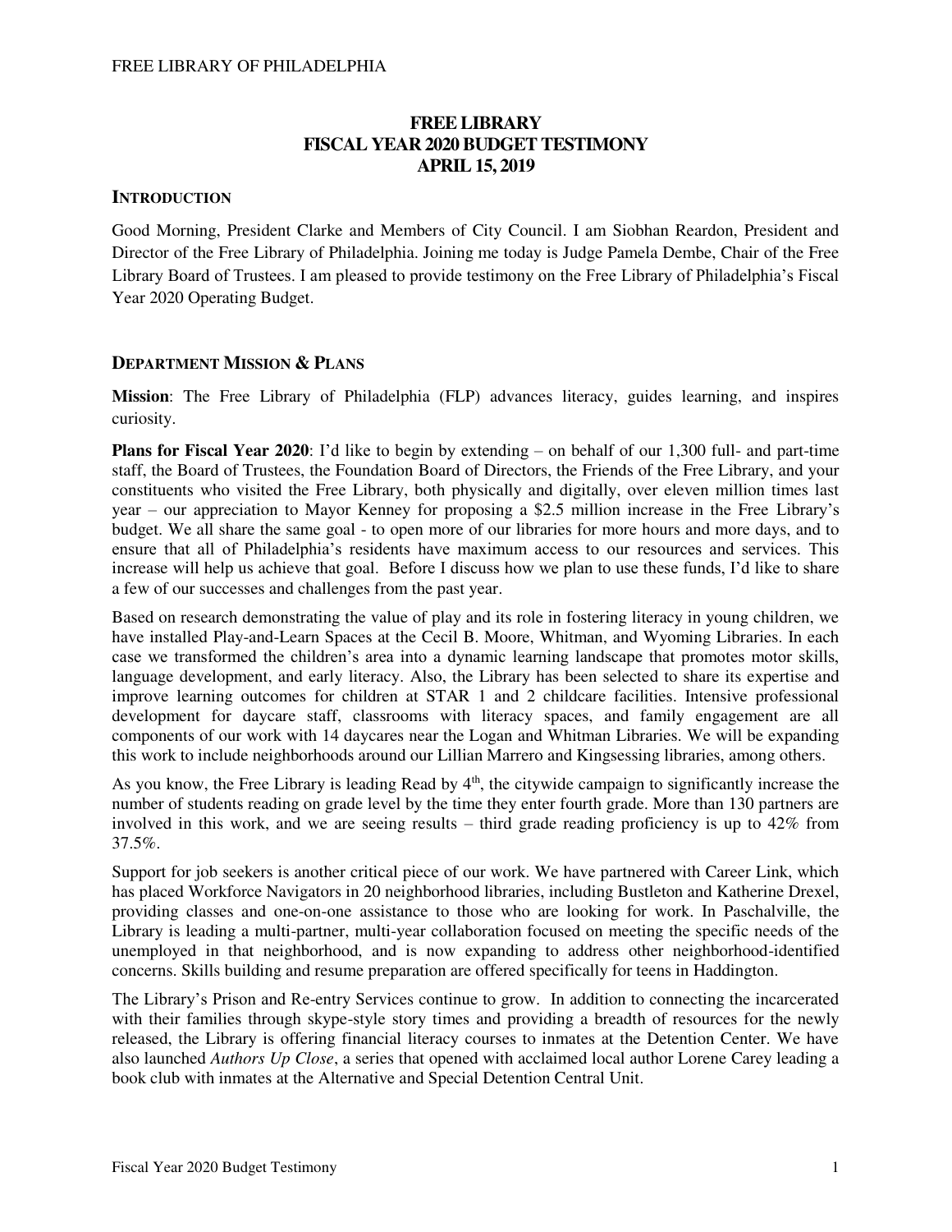# FREE LIBRARY
# FISCAL YEAR 2020 BUDGET TESTIMONY
# APRIL 15, 2019

## INTRODUCTION

Good Morning, President Clarke and Members of City Council. I am Siobhan Reardon, President and Director of the Free Library of Philadelphia. Joining me today is Judge Pamela Dembe, Chair of the Free Library Board of Trustees. I am pleased to provide testimony on the Free Library of Philadelphia's Fiscal Year 2020 Operating Budget.

## DEPARTMENT MISSION & PLANS

**Mission**: The Free Library of Philadelphia (FLP) advances literacy, guides learning, and inspires curiosity.

**Plans for Fiscal Year 2020**: I'd like to begin by extending – on behalf of our 1,300 full- and part-time staff, the Board of Trustees, the Foundation Board of Directors, the Friends of the Free Library, and your constituents who visited the Free Library, both physically and digitally, over eleven million times last year – our appreciation to Mayor Kenney for proposing a $2.5 million increase in the Free Library's budget. We all share the same goal - to open more of our libraries for more hours and more days, and to ensure that all of Philadelphia's residents have maximum access to our resources and services. This increase will help us achieve that goal. Before I discuss how we plan to use these funds, I'd like to share a few of our successes and challenges from the past year.

Based on research demonstrating the value of play and its role in fostering literacy in young children, we have installed Play-and-Learn Spaces at the Cecil B. Moore, Whitman, and Wyoming Libraries. In each case we transformed the children's area into a dynamic learning landscape that promotes motor skills, language development, and early literacy. Also, the Library has been selected to share its expertise and improve learning outcomes for children at STAR 1 and 2 childcare facilities. Intensive professional development for daycare staff, classrooms with literacy spaces, and family engagement are all components of our work with 14 daycares near the Logan and Whitman Libraries. We will be expanding this work to include neighborhoods around our Lillian Marrero and Kingsessing libraries, among others.

As you know, the Free Library is leading Read by 4th, the citywide campaign to significantly increase the number of students reading on grade level by the time they enter fourth grade. More than 130 partners are involved in this work, and we are seeing results – third grade reading proficiency is up to 42% from 37.5%.

Support for job seekers is another critical piece of our work. We have partnered with Career Link, which has placed Workforce Navigators in 20 neighborhood libraries, including Bustleton and Katherine Drexel, providing classes and one-on-one assistance to those who are looking for work. In Paschalville, the Library is leading a multi-partner, multi-year collaboration focused on meeting the specific needs of the unemployed in that neighborhood, and is now expanding to address other neighborhood-identified concerns. Skills building and resume preparation are offered specifically for teens in Haddington.

The Library's Prison and Re-entry Services continue to grow. In addition to connecting the incarcerated with their families through skype-style story times and providing a breadth of resources for the newly released, the Library is offering financial literacy courses to inmates at the Detention Center. We have also launched *Authors Up Close*, a series that opened with acclaimed local author Lorene Carey leading a book club with inmates at the Alternative and Special Detention Central Unit.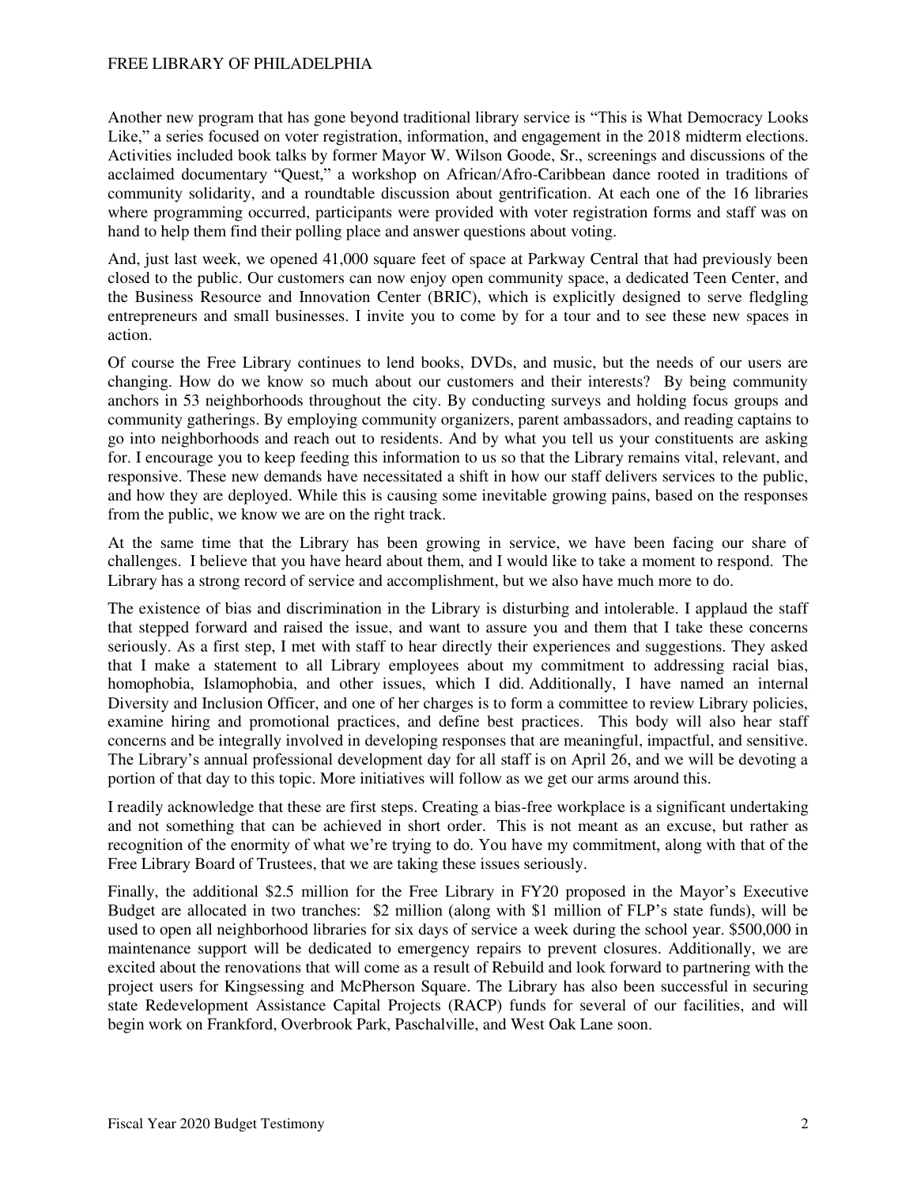Another new program that has gone beyond traditional library service is "This is What Democracy Looks Like," a series focused on voter registration, information, and engagement in the 2018 midterm elections. Activities included book talks by former Mayor W. Wilson Goode, Sr., screenings and discussions of the acclaimed documentary "Quest," a workshop on African/Afro-Caribbean dance rooted in traditions of community solidarity, and a roundtable discussion about gentrification. At each one of the 16 libraries where programming occurred, participants were provided with voter registration forms and staff was on hand to help them find their polling place and answer questions about voting.

And, just last week, we opened 41,000 square feet of space at Parkway Central that had previously been closed to the public. Our customers can now enjoy open community space, a dedicated Teen Center, and the Business Resource and Innovation Center (BRIC), which is explicitly designed to serve fledgling entrepreneurs and small businesses. I invite you to come by for a tour and to see these new spaces in action.

Of course the Free Library continues to lend books, DVDs, and music, but the needs of our users are changing. How do we know so much about our customers and their interests? By being community anchors in 53 neighborhoods throughout the city. By conducting surveys and holding focus groups and community gatherings. By employing community organizers, parent ambassadors, and reading captains to go into neighborhoods and reach out to residents. And by what you tell us your constituents are asking for. I encourage you to keep feeding this information to us so that the Library remains vital, relevant, and responsive. These new demands have necessitated a shift in how our staff delivers services to the public, and how they are deployed. While this is causing some inevitable growing pains, based on the responses from the public, we know we are on the right track.

At the same time that the Library has been growing in service, we have been facing our share of challenges. I believe that you have heard about them, and I would like to take a moment to respond. The Library has a strong record of service and accomplishment, but we also have much more to do.

The existence of bias and discrimination in the Library is disturbing and intolerable. I applaud the staff that stepped forward and raised the issue, and want to assure you and them that I take these concerns seriously. As a first step, I met with staff to hear directly their experiences and suggestions. They asked that I make a statement to all Library employees about my commitment to addressing racial bias, homophobia, Islamophobia, and other issues, which I did. Additionally, I have named an internal Diversity and Inclusion Officer, and one of her charges is to form a committee to review Library policies, examine hiring and promotional practices, and define best practices. This body will also hear staff concerns and be integrally involved in developing responses that are meaningful, impactful, and sensitive. The Library's annual professional development day for all staff is on April 26, and we will be devoting a portion of that day to this topic. More initiatives will follow as we get our arms around this.

I readily acknowledge that these are first steps. Creating a bias-free workplace is a significant undertaking and not something that can be achieved in short order. This is not meant as an excuse, but rather as recognition of the enormity of what we're trying to do. You have my commitment, along with that of the Free Library Board of Trustees, that we are taking these issues seriously.

Finally, the additional $2.5 million for the Free Library in FY20 proposed in the Mayor's Executive Budget are allocated in two tranches: $2 million (along with $1 million of FLP's state funds), will be used to open all neighborhood libraries for six days of service a week during the school year. $500,000 in maintenance support will be dedicated to emergency repairs to prevent closures. Additionally, we are excited about the renovations that will come as a result of Rebuild and look forward to partnering with the project users for Kingsessing and McPherson Square. The Library has also been successful in securing state Redevelopment Assistance Capital Projects (RACP) funds for several of our facilities, and will begin work on Frankford, Overbrook Park, Paschalville, and West Oak Lane soon.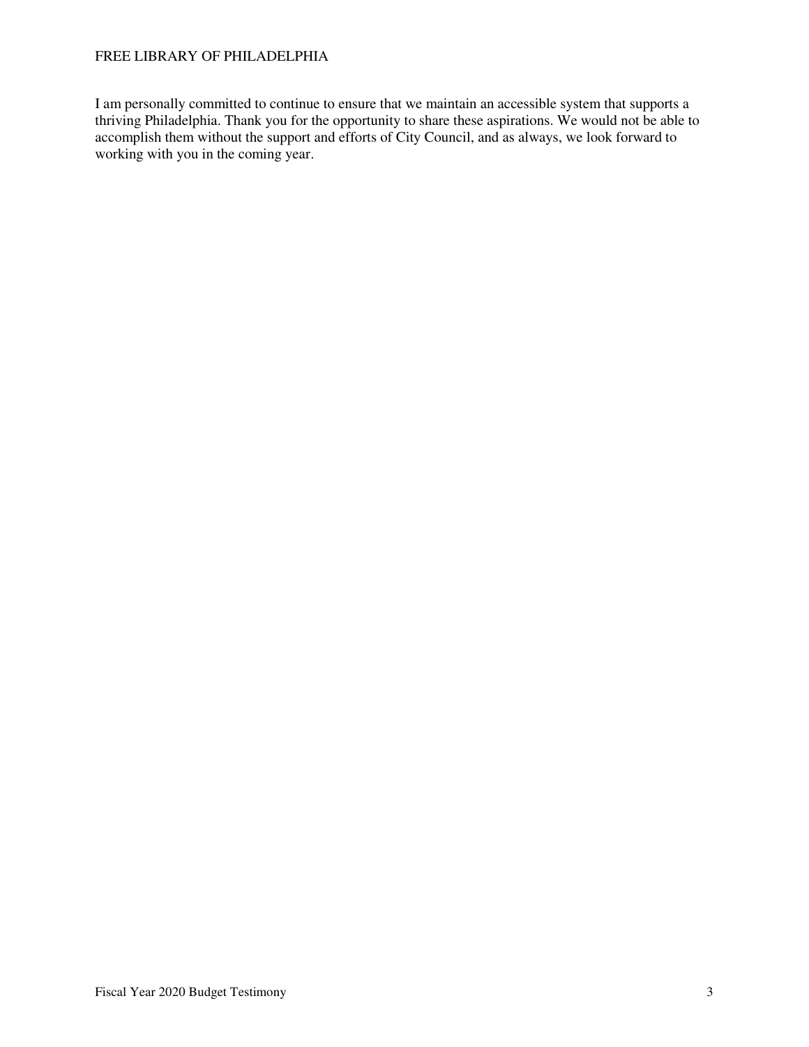I am personally committed to continue to ensure that we maintain an accessible system that supports a thriving Philadelphia. Thank you for the opportunity to share these aspirations. We would not be able to accomplish them without the support and efforts of City Council, and as always, we look forward to working with you in the coming year.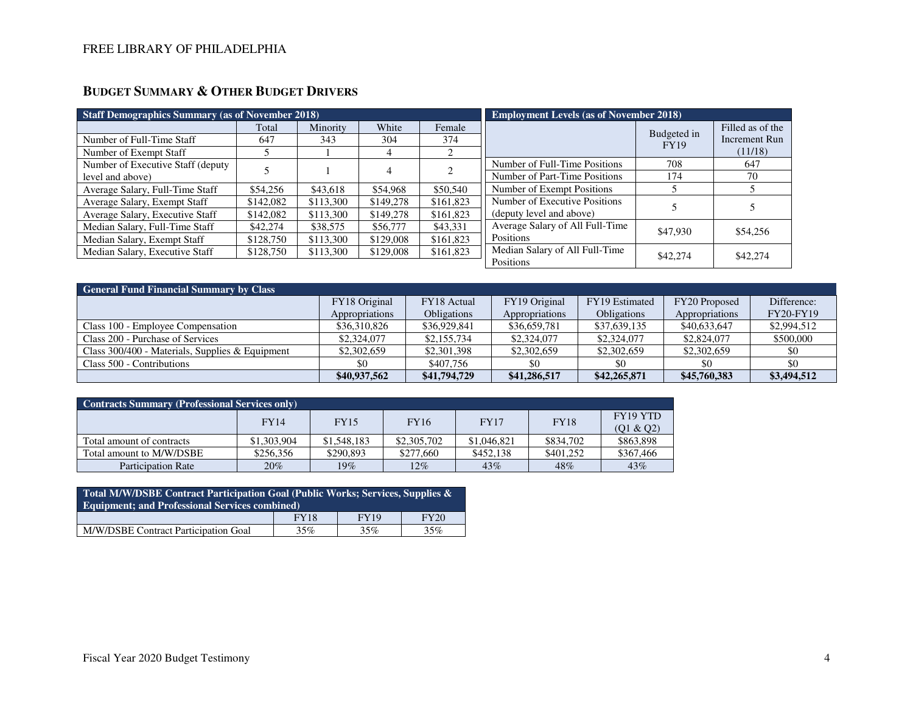## BUDGET SUMMARY & OTHER BUDGET DRIVERS

| Staff Demographics Summary (as of November 2018) | | | | |
|---|---|---|---|---|
| | Total | Minority | White | Female |
| Number of Full-Time Staff | 647 | 343 | 304 | 374 |
| Number of Exempt Staff | 5 | 1 | 4 | 2 |
| Number of Executive Staff (deputy level and above) | 5 | 1 | 4 | 2 |
| Average Salary, Full-Time Staff | $54,256 | $43,618 | $54,968 | $50,540 |
| Average Salary, Exempt Staff | $142,082 | $113,300 | $149,278 | $161,823 |
| Average Salary, Executive Staff | $142,082 | $113,300 | $149,278 | $161,823 |
| Median Salary, Full-Time Staff | $42,274 | $38,575 | $56,777 | $43,331 |
| Median Salary, Exempt Staff | $128,750 | $113,300 | $129,008 | $161,823 |
| Median Salary, Executive Staff | $128,750 | $113,300 | $129,008 | $161,823 |

| Employment Levels (as of November 2018) | | |
|---|---|---|
| | Budgeted in FY19 | Filled as of the Increment Run (11/18) |
| Number of Full-Time Positions | 708 | 647 |
| Number of Part-Time Positions | 174 | 70 |
| Number of Exempt Positions | 5 | 5 |
| Number of Executive Positions (deputy level and above) | 5 | 5 |
| Average Salary of All Full-Time Positions | $47,930 | $54,256 |
| Median Salary of All Full-Time Positions | $42,274 | $42,274 |

| General Fund Financial Summary by Class | | | | | | |
|---|---|---|---|---|---|---|
| | FY18 Original Appropriations | FY18 Actual Obligations | FY19 Original Appropriations | FY19 Estimated Obligations | FY20 Proposed Appropriations | Difference: FY20-FY19 |
| Class 100 - Employee Compensation | $36,310,826 | $36,929,841 | $36,659,781 | $37,639,135 | $40,633,647 | $2,994,512 |
| Class 200 - Purchase of Services | $2,324,077 | $2,155,734 | $2,324,077 | $2,324,077 | $2,824,077 | $500,000 |
| Class 300/400 - Materials, Supplies & Equipment | $2,302,659 | $2,301,398 | $2,302,659 | $2,302,659 | $2,302,659 | $0 |
| Class 500 - Contributions | $0 | $407,756 | $0 | $0 | $0 | $0 |
| | **$40,937,562** | **$41,794,729** | **$41,286,517** | **$42,265,871** | **$45,760,383** | **$3,494,512** |

| Contracts Summary (Professional Services only) | | | | | | |
|---|---|---|---|---|---|---|
| | FY14 | FY15 | FY16 | FY17 | FY18 | FY19 YTD (Q1 & Q2) |
| Total amount of contracts | $1,303,904 | $1,548,183 | $2,305,702 | $1,046,821 | $834,702 | $863,898 |
| Total amount to M/W/DSBE | $256,356 | $290,893 | $277,660 | $452,138 | $401,252 | $367,466 |
| Participation Rate | 20% | 19% | 12% | 43% | 48% | 43% |

| Total M/W/DSBE Contract Participation Goal (Public Works; Services, Supplies & Equipment; and Professional Services combined) | | | |
|---|---|---|---|
| | FY18 | FY19 | FY20 |
| M/W/DSBE Contract Participation Goal | 35% | 35% | 35% |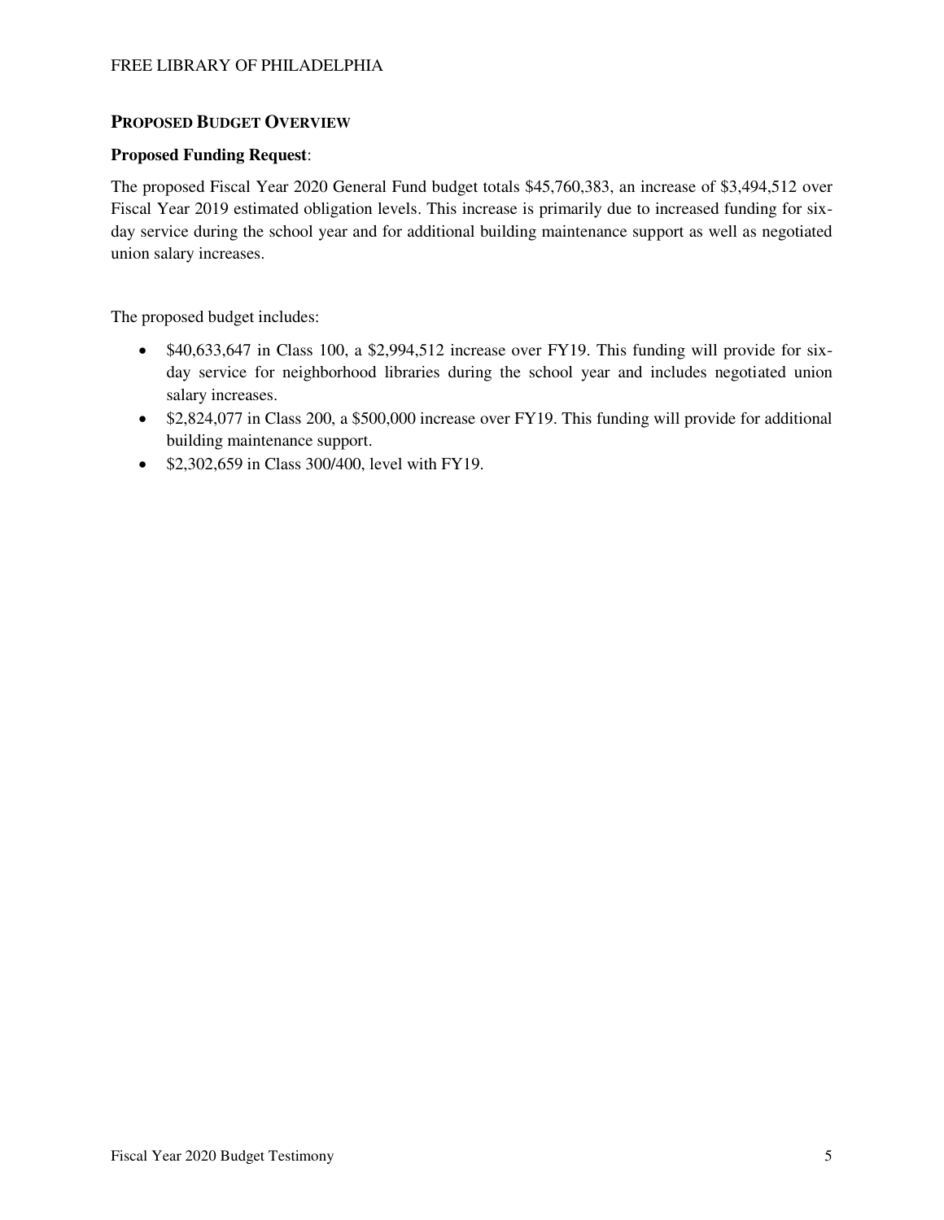## Proposed Budget Overview

**Proposed Funding Request**:

The proposed Fiscal Year 2020 General Fund budget totals $45,760,383, an increase of $3,494,512 over Fiscal Year 2019 estimated obligation levels. This increase is primarily due to increased funding for six-day service during the school year and for additional building maintenance support as well as negotiated union salary increases.

The proposed budget includes:

- $40,633,647 in Class 100, a $2,994,512 increase over FY19. This funding will provide for six-day service for neighborhood libraries during the school year and includes negotiated union salary increases.
- $2,824,077 in Class 200, a $500,000 increase over FY19. This funding will provide for additional building maintenance support.
- $2,302,659 in Class 300/400, level with FY19.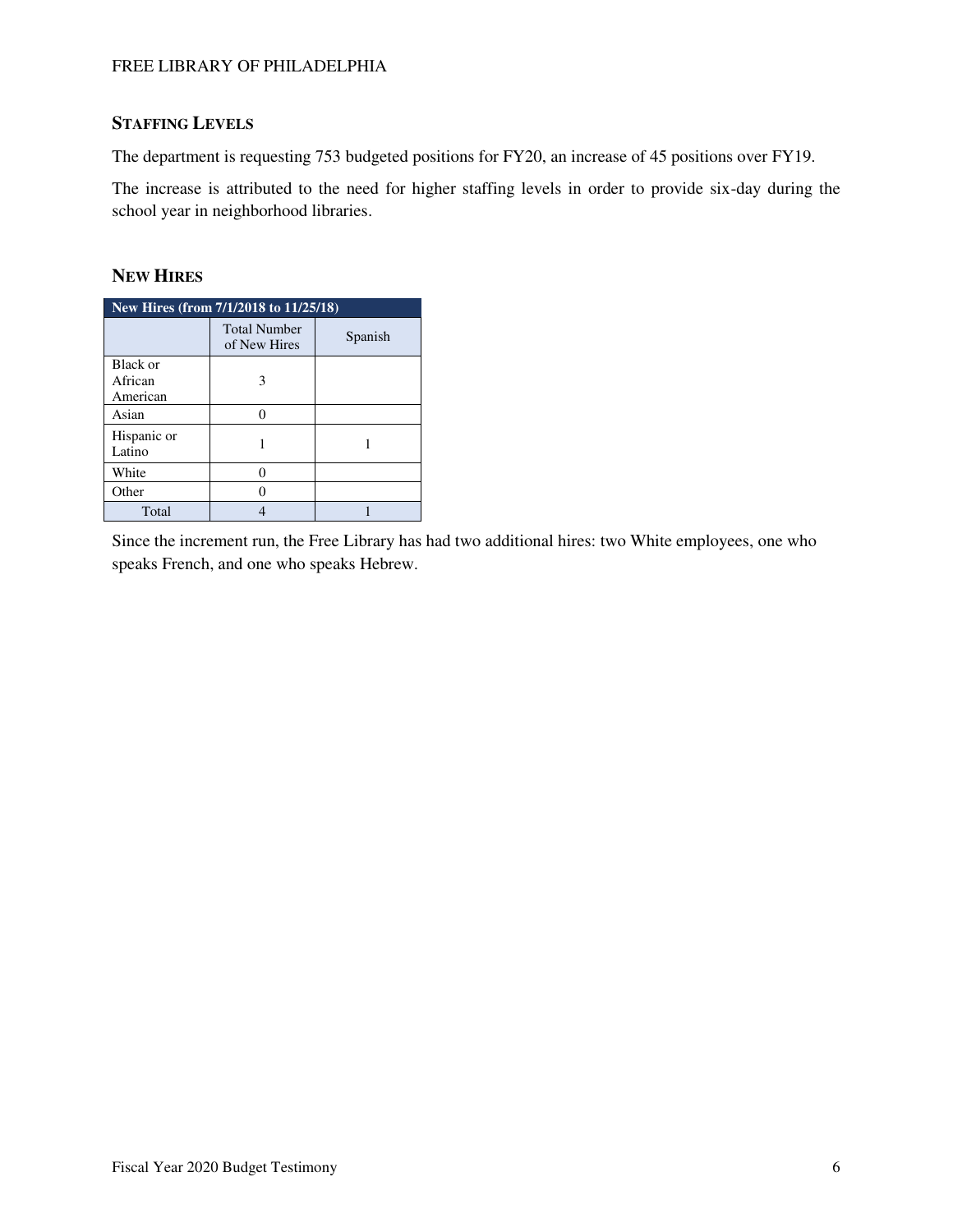## STAFFING LEVELS

The department is requesting 753 budgeted positions for FY20, an increase of 45 positions over FY19.

The increase is attributed to the need for higher staffing levels in order to provide six-day during the school year in neighborhood libraries.

## NEW HIRES

| New Hires (from 7/1/2018 to 11/25/18) | | |
|---|---|---|
| | Total Number of New Hires | Spanish |
| Black or African American | 3 | |
| Asian | 0 | |
| Hispanic or Latino | 1 | 1 |
| White | 0 | |
| Other | 0 | |
| Total | 4 | 1 |

Since the increment run, the Free Library has had two additional hires: two White employees, one who speaks French, and one who speaks Hebrew.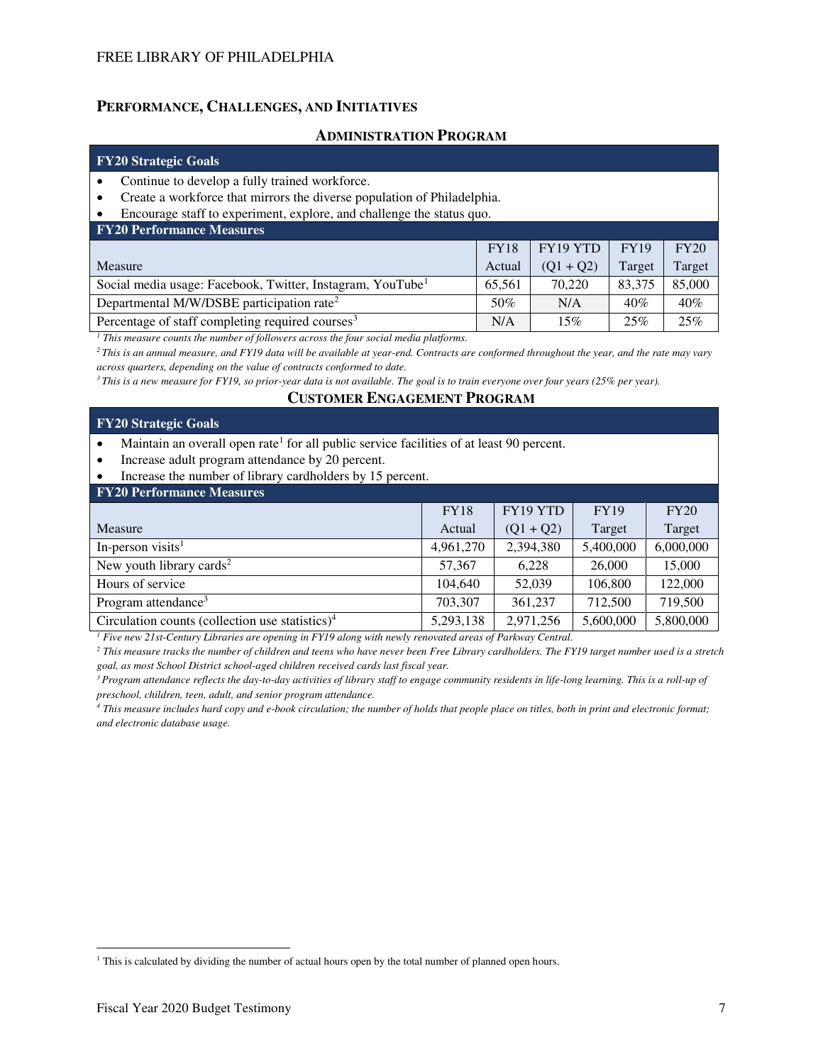## PERFORMANCE, CHALLENGES, AND INITIATIVES

### ADMINISTRATION PROGRAM

**FY20 Strategic Goals**

- Continue to develop a fully trained workforce.
- Create a workforce that mirrors the diverse population of Philadelphia.
- Encourage staff to experiment, explore, and challenge the status quo.

**FY20 Performance Measures**

| Measure | FY18 Actual | FY19 YTD (Q1 + Q2) | FY19 Target | FY20 Target |
|---|---|---|---|---|
| Social media usage: Facebook, Twitter, Instagram, YouTube[1] | 65,561 | 70,220 | 83,375 | 85,000 |
| Departmental M/W/DSBE participation rate[2] | 50% | N/A | 40% | 40% |
| Percentage of staff completing required courses[3] | N/A | 15% | 25% | 25% |

*[1] This measure counts the number of followers across the four social media platforms.*

*[2] This is an annual measure, and FY19 data will be available at year-end. Contracts are conformed throughout the year, and the rate may vary across quarters, depending on the value of contracts conformed to date.*

*[3] This is a new measure for FY19, so prior-year data is not available. The goal is to train everyone over four years (25% per year).*

### CUSTOMER ENGAGEMENT PROGRAM

**FY20 Strategic Goals**

- Maintain an overall open rate[1] for all public service facilities of at least 90 percent.
- Increase adult program attendance by 20 percent.
- Increase the number of library cardholders by 15 percent.

**FY20 Performance Measures**

| Measure | FY18 Actual | FY19 YTD (Q1 + Q2) | FY19 Target | FY20 Target |
|---|---|---|---|---|
| In-person visits[1] | 4,961,270 | 2,394,380 | 5,400,000 | 6,000,000 |
| New youth library cards[2] | 57,367 | 6,228 | 26,000 | 15,000 |
| Hours of service | 104,640 | 52,039 | 106,800 | 122,000 |
| Program attendance[3] | 703,307 | 361,237 | 712,500 | 719,500 |
| Circulation counts (collection use statistics)[4] | 5,293,138 | 2,971,256 | 5,600,000 | 5,800,000 |

*[1] Five new 21st-Century Libraries are opening in FY19 along with newly renovated areas of Parkway Central.*

*[2] This measure tracks the number of children and teens who have never been Free Library cardholders. The FY19 target number used is a stretch goal, as most School District school-aged children received cards last fiscal year.*

*[3] Program attendance reflects the day-to-day activities of library staff to engage community residents in life-long learning. This is a roll-up of preschool, children, teen, adult, and senior program attendance.*

*[4] This measure includes hard copy and e-book circulation; the number of holds that people place on titles, both in print and electronic format; and electronic database usage.*

---

[1] This is calculated by dividing the number of actual hours open by the total number of planned open hours.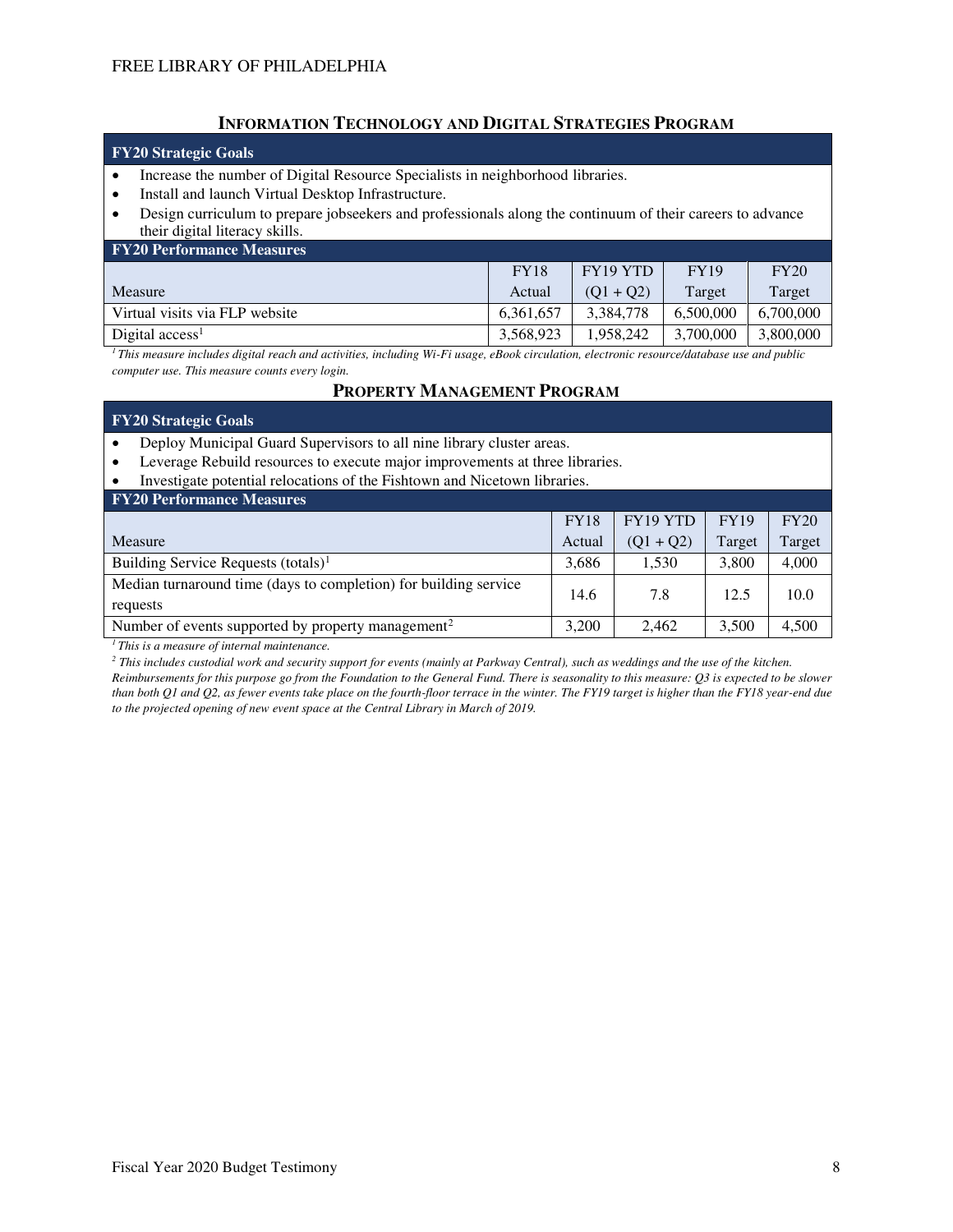## Information Technology and Digital Strategies Program

**FY20 Strategic Goals**

- Increase the number of Digital Resource Specialists in neighborhood libraries.
- Install and launch Virtual Desktop Infrastructure.
- Design curriculum to prepare jobseekers and professionals along the continuum of their careers to advance their digital literacy skills.

**FY20 Performance Measures**

| Measure | FY18 Actual | FY19 YTD (Q1 + Q2) | FY19 Target | FY20 Target |
|---|---|---|---|---|
| Virtual visits via FLP website | 6,361,657 | 3,384,778 | 6,500,000 | 6,700,000 |
| Digital access[1] | 3,568,923 | 1,958,242 | 3,700,000 | 3,800,000 |

*[1] This measure includes digital reach and activities, including Wi-Fi usage, eBook circulation, electronic resource/database use and public computer use. This measure counts every login.*

## Property Management Program

**FY20 Strategic Goals**

- Deploy Municipal Guard Supervisors to all nine library cluster areas.
- Leverage Rebuild resources to execute major improvements at three libraries.
- Investigate potential relocations of the Fishtown and Nicetown libraries.

**FY20 Performance Measures**

| Measure | FY18 Actual | FY19 YTD (Q1 + Q2) | FY19 Target | FY20 Target |
|---|---|---|---|---|
| Building Service Requests (totals)[1] | 3,686 | 1,530 | 3,800 | 4,000 |
| Median turnaround time (days to completion) for building service requests | 14.6 | 7.8 | 12.5 | 10.0 |
| Number of events supported by property management[2] | 3,200 | 2,462 | 3,500 | 4,500 |

*[1] This is a measure of internal maintenance.*

*[2] This includes custodial work and security support for events (mainly at Parkway Central), such as weddings and the use of the kitchen. Reimbursements for this purpose go from the Foundation to the General Fund. There is seasonality to this measure: Q3 is expected to be slower than both Q1 and Q2, as fewer events take place on the fourth-floor terrace in the winter. The FY19 target is higher than the FY18 year-end due to the projected opening of new event space at the Central Library in March of 2019.*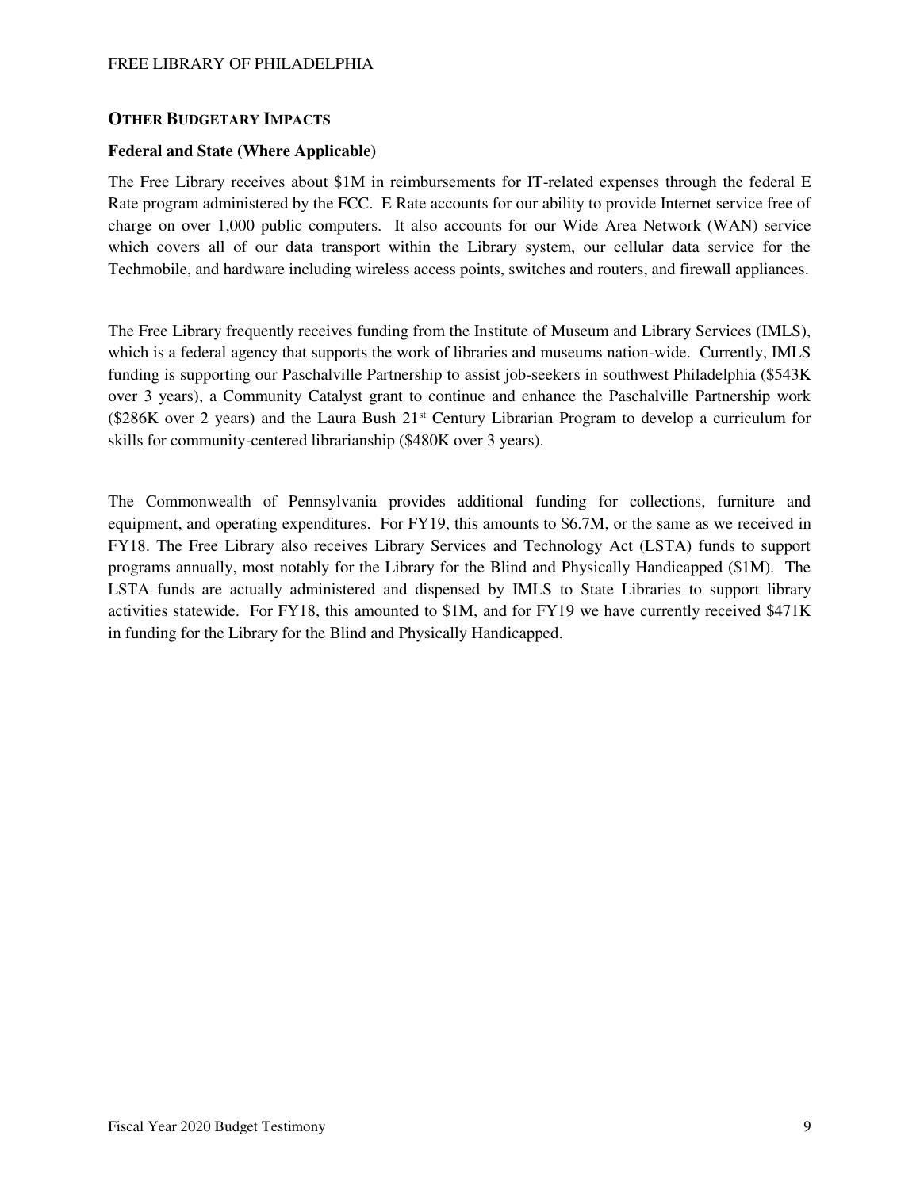## OTHER BUDGETARY IMPACTS

### Federal and State (Where Applicable)

The Free Library receives about $1M in reimbursements for IT-related expenses through the federal E Rate program administered by the FCC. E Rate accounts for our ability to provide Internet service free of charge on over 1,000 public computers. It also accounts for our Wide Area Network (WAN) service which covers all of our data transport within the Library system, our cellular data service for the Techmobile, and hardware including wireless access points, switches and routers, and firewall appliances.

The Free Library frequently receives funding from the Institute of Museum and Library Services (IMLS), which is a federal agency that supports the work of libraries and museums nation-wide. Currently, IMLS funding is supporting our Paschalville Partnership to assist job-seekers in southwest Philadelphia ($543K over 3 years), a Community Catalyst grant to continue and enhance the Paschalville Partnership work ($286K over 2 years) and the Laura Bush 21st Century Librarian Program to develop a curriculum for skills for community-centered librarianship ($480K over 3 years).

The Commonwealth of Pennsylvania provides additional funding for collections, furniture and equipment, and operating expenditures. For FY19, this amounts to $6.7M, or the same as we received in FY18. The Free Library also receives Library Services and Technology Act (LSTA) funds to support programs annually, most notably for the Library for the Blind and Physically Handicapped ($1M). The LSTA funds are actually administered and dispensed by IMLS to State Libraries to support library activities statewide. For FY18, this amounted to $1M, and for FY19 we have currently received $471K in funding for the Library for the Blind and Physically Handicapped.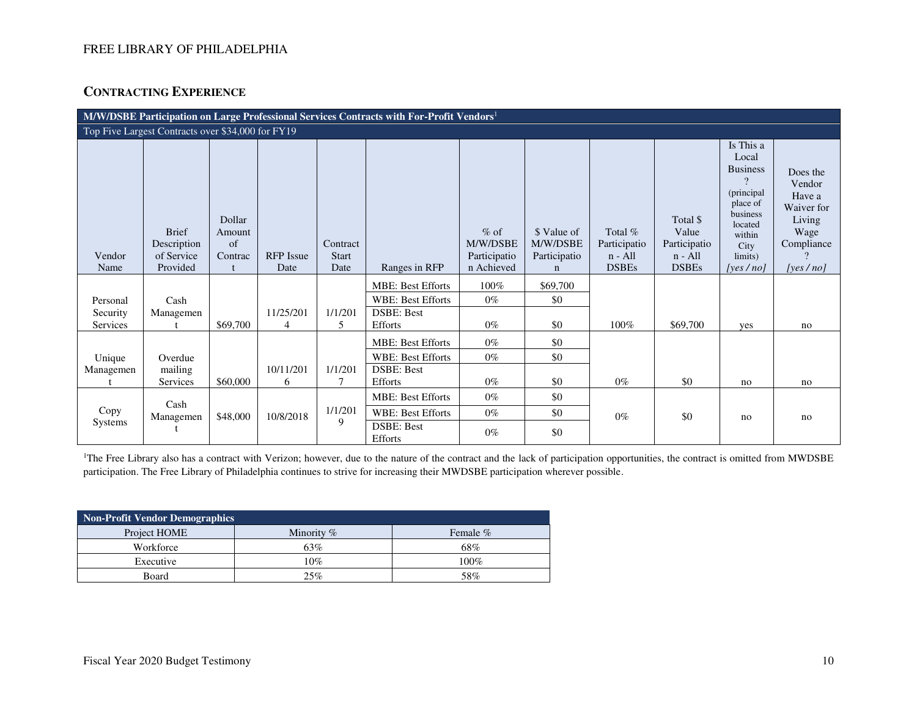## CONTRACTING EXPERIENCE

| M/W/DSBE Participation on Large Professional Services Contracts with For-Profit Vendors[1] | | | | | | | | | | | |
|---|---|---|---|---|---|---|---|---|---|---|---|
| Top Five Largest Contracts over $34,000 for FY19 | | | | | | | | | | | |
| Vendor Name | Brief Description of Service Provided | Dollar Amount of Contract | RFP Issue Date | Contract Start Date | Ranges in RFP | % of M/W/DSBE Participation Achieved | $ Value of M/W/DSBE Participation | Total % Participation - All DSBEs | Total $ Value Participation - All DSBEs | Is This a Local Business? (principal place of business located within City limits) *[yes / no]* | Does the Vendor Have a Waiver for Living Wage Compliance? *[yes / no]* |
| Personal Security Services | Cash Management | $69,700 | 11/25/2014 | 1/1/2015 | MBE: Best Efforts | 100% | $69,700 | 100% | $69,700 | yes | no |
| | | | | | WBE: Best Efforts | 0% | $0 | | | | |
| | | | | | DSBE: Best Efforts | 0% | $0 | | | | |
| Unique Management | Overdue mailing Services | $60,000 | 10/11/2016 | 1/1/2017 | MBE: Best Efforts | 0% | $0 | 0% | $0 | no | no |
| | | | | | WBE: Best Efforts | 0% | $0 | | | | |
| | | | | | DSBE: Best Efforts | 0% | $0 | | | | |
| Copy Systems | Cash Management | $48,000 | 10/8/2018 | 1/1/2019 | MBE: Best Efforts | 0% | $0 | 0% | $0 | no | no |
| | | | | | WBE: Best Efforts | 0% | $0 | | | | |
| | | | | | DSBE: Best Efforts | 0% | $0 | | | | |

[1]The Free Library also has a contract with Verizon; however, due to the nature of the contract and the lack of participation opportunities, the contract is omitted from MWDSBE participation. The Free Library of Philadelphia continues to strive for increasing their MWDSBE participation wherever possible.

| Non-Profit Vendor Demographics | | |
|---|---|---|
| Project HOME | Minority % | Female % |
| Workforce | 63% | 68% |
| Executive | 10% | 100% |
| Board | 25% | 58% |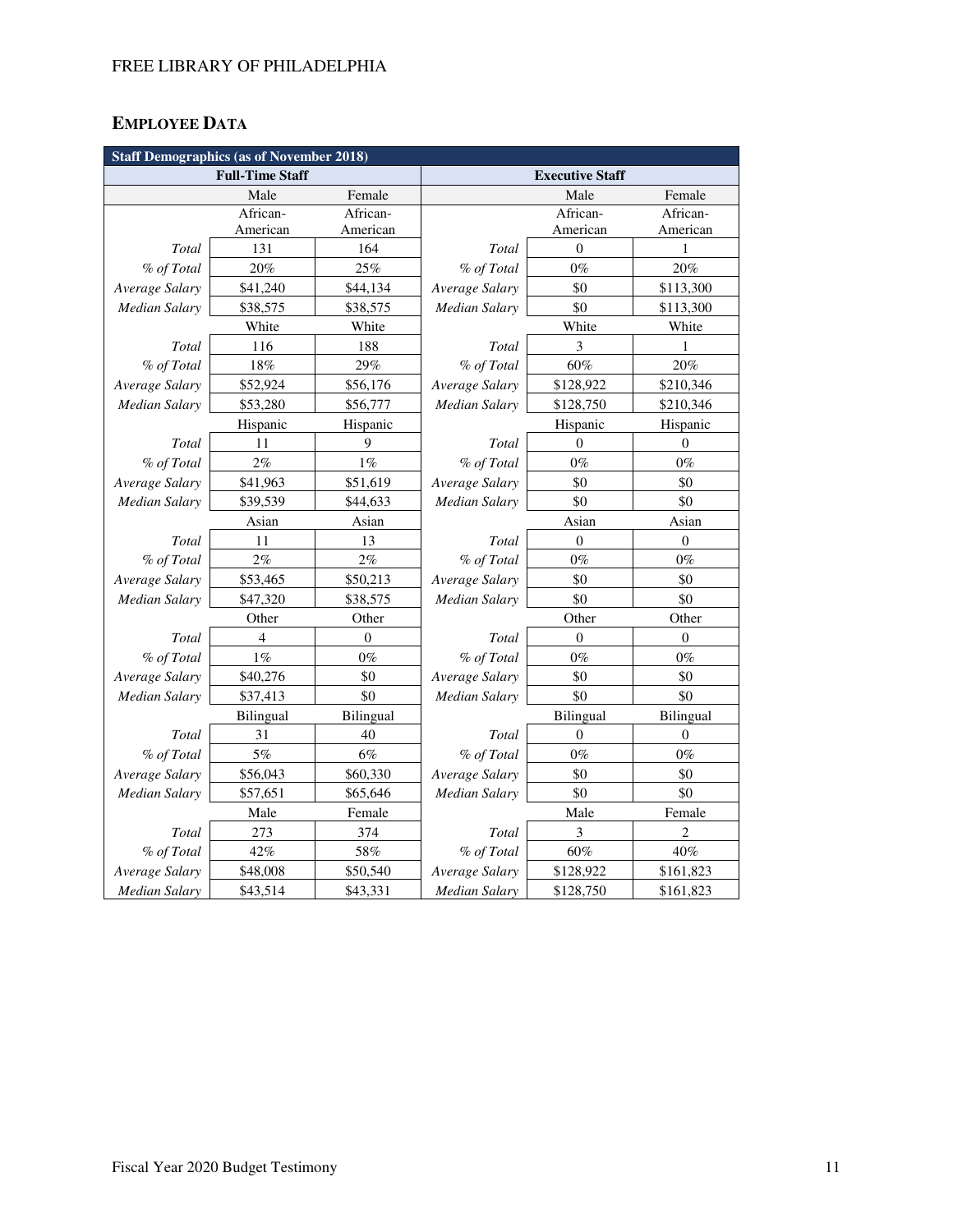## EMPLOYEE DATA

| Staff Demographics (as of November 2018) | | | | | |
|---|---|---|---|---|---|
| **Full-Time Staff** | | | **Executive Staff** | | |
| | Male | Female | | Male | Female |
| | African-American | African-American | | African-American | African-American |
| *Total* | 131 | 164 | *Total* | 0 | 1 |
| *% of Total* | 20% | 25% | *% of Total* | 0% | 20% |
| *Average Salary* | $41,240 | $44,134 | *Average Salary* | $0 | $113,300 |
| *Median Salary* | $38,575 | $38,575 | *Median Salary* | $0 | $113,300 |
| | White | White | | White | White |
| *Total* | 116 | 188 | *Total* | 3 | 1 |
| *% of Total* | 18% | 29% | *% of Total* | 60% | 20% |
| *Average Salary* | $52,924 | $56,176 | *Average Salary* | $128,922 | $210,346 |
| *Median Salary* | $53,280 | $56,777 | *Median Salary* | $128,750 | $210,346 |
| | Hispanic | Hispanic | | Hispanic | Hispanic |
| *Total* | 11 | 9 | *Total* | 0 | 0 |
| *% of Total* | 2% | 1% | *% of Total* | 0% | 0% |
| *Average Salary* | $41,963 | $51,619 | *Average Salary* | $0 | $0 |
| *Median Salary* | $39,539 | $44,633 | *Median Salary* | $0 | $0 |
| | Asian | Asian | | Asian | Asian |
| *Total* | 11 | 13 | *Total* | 0 | 0 |
| *% of Total* | 2% | 2% | *% of Total* | 0% | 0% |
| *Average Salary* | $53,465 | $50,213 | *Average Salary* | $0 | $0 |
| *Median Salary* | $47,320 | $38,575 | *Median Salary* | $0 | $0 |
| | Other | Other | | Other | Other |
| *Total* | 4 | 0 | *Total* | 0 | 0 |
| *% of Total* | 1% | 0% | *% of Total* | 0% | 0% |
| *Average Salary* | $40,276 | $0 | *Average Salary* | $0 | $0 |
| *Median Salary* | $37,413 | $0 | *Median Salary* | $0 | $0 |
| | Bilingual | Bilingual | | Bilingual | Bilingual |
| *Total* | 31 | 40 | *Total* | 0 | 0 |
| *% of Total* | 5% | 6% | *% of Total* | 0% | 0% |
| *Average Salary* | $56,043 | $60,330 | *Average Salary* | $0 | $0 |
| *Median Salary* | $57,651 | $65,646 | *Median Salary* | $0 | $0 |
| | Male | Female | | Male | Female |
| *Total* | 273 | 374 | *Total* | 3 | 2 |
| *% of Total* | 42% | 58% | *% of Total* | 60% | 40% |
| *Average Salary* | $48,008 | $50,540 | *Average Salary* | $128,922 | $161,823 |
| *Median Salary* | $43,514 | $43,331 | *Median Salary* | $128,750 | $161,823 |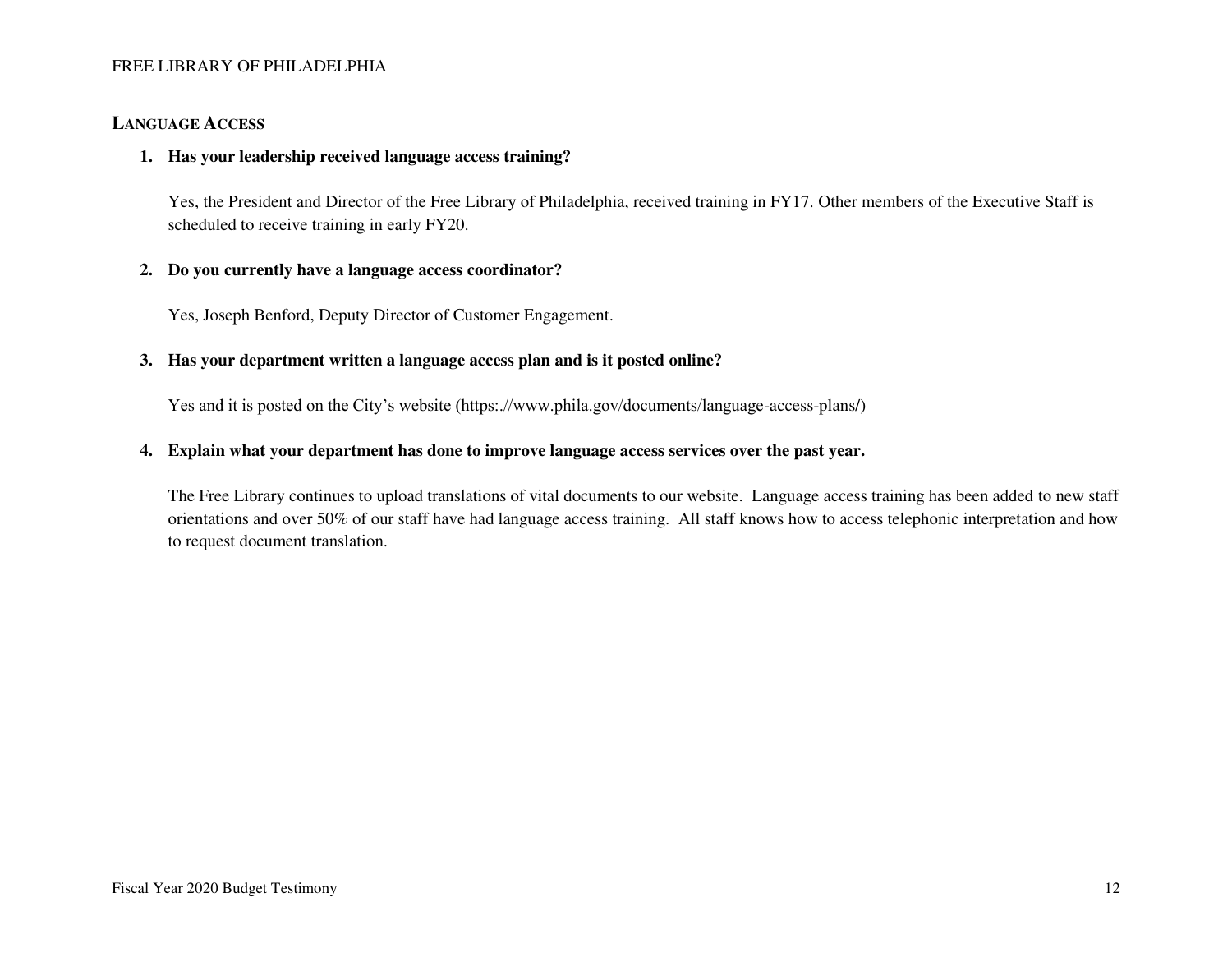## Language Access

1. **Has your leadership received language access training?**

   Yes, the President and Director of the Free Library of Philadelphia, received training in FY17. Other members of the Executive Staff is scheduled to receive training in early FY20.

2. **Do you currently have a language access coordinator?**

   Yes, Joseph Benford, Deputy Director of Customer Engagement.

3. **Has your department written a language access plan and is it posted online?**

   Yes and it is posted on the City's website (https:.//www.phila.gov/documents/language-access-plans/)

4. **Explain what your department has done to improve language access services over the past year.**

   The Free Library continues to upload translations of vital documents to our website. Language access training has been added to new staff orientations and over 50% of our staff have had language access training. All staff knows how to access telephonic interpretation and how to request document translation.